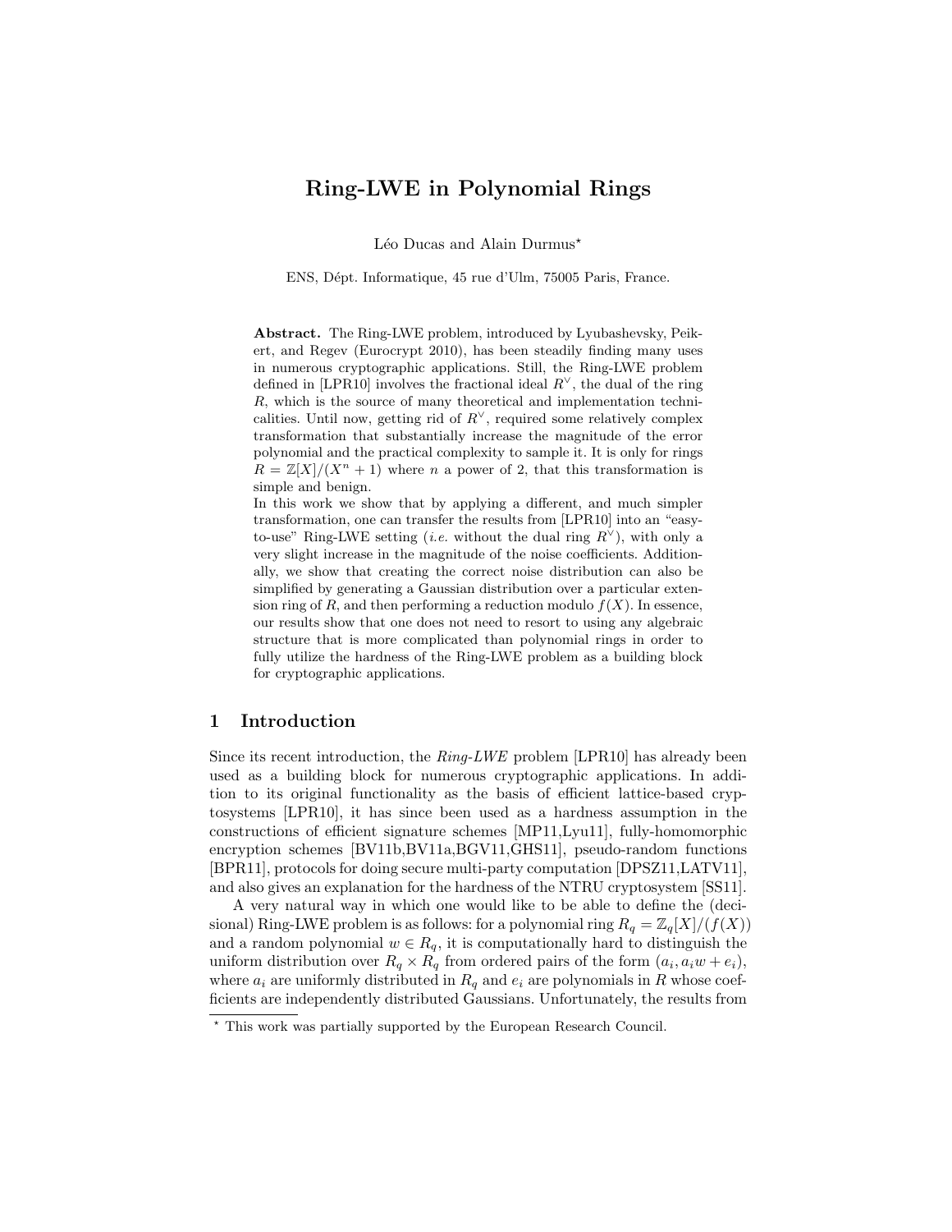# Ring-LWE in Polynomial Rings

Léo Ducas and Alain Durmus*

ENS, Dépt. Informatique, 45 rue d'Ulm, 75005 Paris, France.

**Abstract.** The Ring-LWE problem, introduced by Lyubashevsky, Peikert, and Regev (Eurocrypt 2010), has been steadily finding many uses in numerous cryptographic applications. Still, the Ring-LWE problem defined in [LPR10] involves the fractional ideal $R^\vee$, the dual of the ring $R$, which is the source of many theoretical and implementation technicalities. Until now, getting rid of $R^\vee$, required some relatively complex transformation that substantially increase the magnitude of the error polynomial and the practical complexity to sample it. It is only for rings $R = \mathbb{Z}[X]/(X^n + 1)$ where $n$ a power of 2, that this transformation is simple and benign.

In this work we show that by applying a different, and much simpler transformation, one can transfer the results from [LPR10] into an "easy-to-use" Ring-LWE setting (*i.e.* without the dual ring $R^\vee$), with only a very slight increase in the magnitude of the noise coefficients. Additionally, we show that creating the correct noise distribution can also be simplified by generating a Gaussian distribution over a particular extension ring of $R$, and then performing a reduction modulo $f(X)$. In essence, our results show that one does not need to resort to using any algebraic structure that is more complicated than polynomial rings in order to fully utilize the hardness of the Ring-LWE problem as a building block for cryptographic applications.

## 1 Introduction

Since its recent introduction, the *Ring-LWE* problem [LPR10] has already been used as a building block for numerous cryptographic applications. In addition to its original functionality as the basis of efficient lattice-based cryptosystems [LPR10], it has since been used as a hardness assumption in the constructions of efficient signature schemes [MP11,Lyu11], fully-homomorphic encryption schemes [BV11b,BV11a,BGV11,GHS11], pseudo-random functions [BPR11], protocols for doing secure multi-party computation [DPSZ11,LATV11], and also gives an explanation for the hardness of the NTRU cryptosystem [SS11].

A very natural way in which one would like to be able to define the (decisional) Ring-LWE problem is as follows: for a polynomial ring $R_q = \mathbb{Z}_q[X]/(f(X))$ and a random polynomial $w \in R_q$, it is computationally hard to distinguish the uniform distribution over $R_q \times R_q$ from ordered pairs of the form $(a_i, a_i w + e_i)$, where $a_i$ are uniformly distributed in $R_q$ and $e_i$ are polynomials in $R$ whose coefficients are independently distributed Gaussians. Unfortunately, the results from

* This work was partially supported by the European Research Council.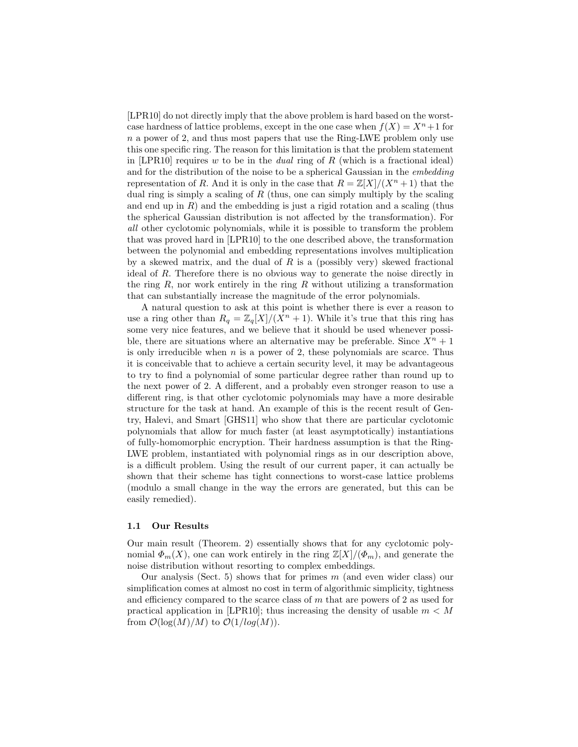[LPR10] do not directly imply that the above problem is hard based on the worst-case hardness of lattice problems, except in the one case when $f(X) = X^n + 1$ for $n$ a power of 2, and thus most papers that use the Ring-LWE problem only use this one specific ring. The reason for this limitation is that the problem statement in [LPR10] requires $w$ to be in the *dual* ring of $R$ (which is a fractional ideal) and for the distribution of the noise to be a spherical Gaussian in the *embedding* representation of $R$. And it is only in the case that $R = \mathbb{Z}[X]/(X^n + 1)$ that the dual ring is simply a scaling of $R$ (thus, one can simply multiply by the scaling and end up in $R$) and the embedding is just a rigid rotation and a scaling (thus the spherical Gaussian distribution is not affected by the transformation). For *all* other cyclotomic polynomials, while it is possible to transform the problem that was proved hard in [LPR10] to the one described above, the transformation between the polynomial and embedding representations involves multiplication by a skewed matrix, and the dual of $R$ is a (possibly very) skewed fractional ideal of $R$. Therefore there is no obvious way to generate the noise directly in the ring $R$, nor work entirely in the ring $R$ without utilizing a transformation that can substantially increase the magnitude of the error polynomials.

A natural question to ask at this point is whether there is ever a reason to use a ring other than $R_q = \mathbb{Z}_q[X]/(X^n + 1)$. While it's true that this ring has some very nice features, and we believe that it should be used whenever possible, there are situations where an alternative may be preferable. Since $X^n + 1$ is only irreducible when $n$ is a power of 2, these polynomials are scarce. Thus it is conceivable that to achieve a certain security level, it may be advantageous to try to find a polynomial of some particular degree rather than round up to the next power of 2. A different, and a probably even stronger reason to use a different ring, is that other cyclotomic polynomials may have a more desirable structure for the task at hand. An example of this is the recent result of Gentry, Halevi, and Smart [GHS11] who show that there are particular cyclotomic polynomials that allow for much faster (at least asymptotically) instantiations of fully-homomorphic encryption. Their hardness assumption is that the Ring-LWE problem, instantiated with polynomial rings as in our description above, is a difficult problem. Using the result of our current paper, it can actually be shown that their scheme has tight connections to worst-case lattice problems (modulo a small change in the way the errors are generated, but this can be easily remedied).

### 1.1 Our Results

Our main result (Theorem. 2) essentially shows that for any cyclotomic polynomial $\Phi_m(X)$, one can work entirely in the ring $\mathbb{Z}[X]/(\Phi_m)$, and generate the noise distribution without resorting to complex embeddings.

Our analysis (Sect. 5) shows that for primes $m$ (and even wider class) our simplification comes at almost no cost in term of algorithmic simplicity, tightness and efficiency compared to the scarce class of $m$ that are powers of 2 as used for practical application in [LPR10]; thus increasing the density of usable $m < M$ from $\mathcal{O}(\log(M)/M)$ to $\mathcal{O}(1/log(M))$.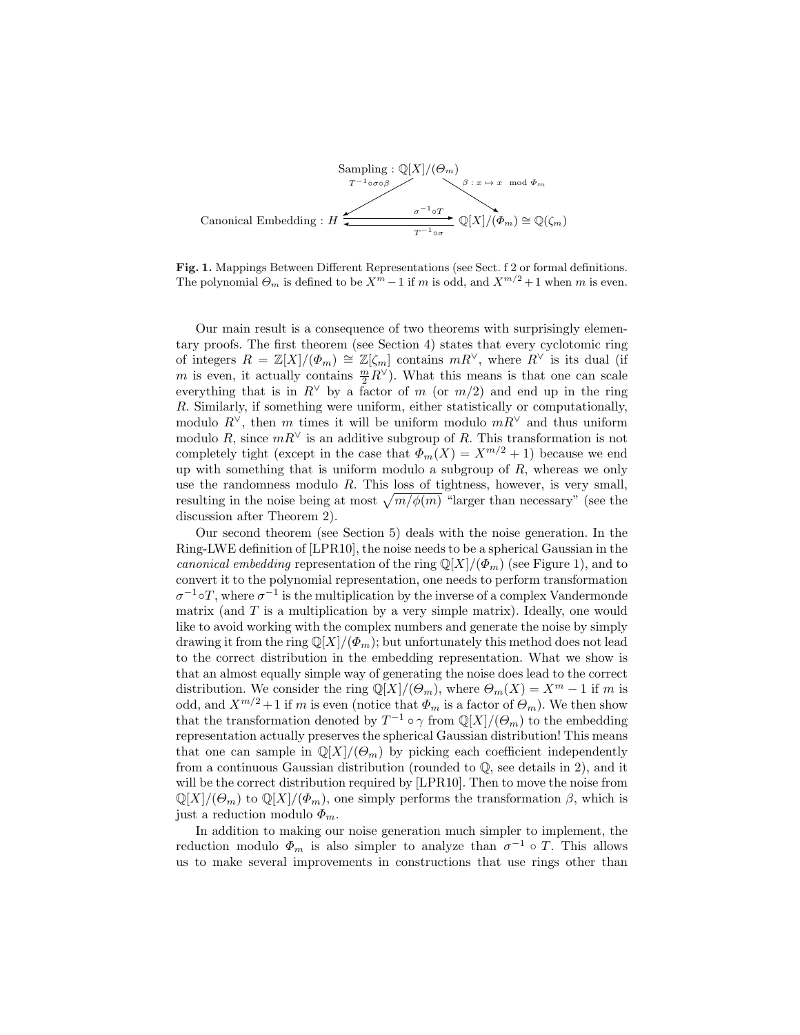Sampling : $\mathbb{Q}[X]/(\Theta_m)$

$T^{-1}\circ\sigma\circ\beta$ $\qquad$ $\beta : x \mapsto x \mod \Phi_m$

Canonical Embedding : $H$ $\quad \xrightarrow{\sigma^{-1}\circ T} \quad \xleftarrow{T^{-1}\circ\sigma}$ $\quad \mathbb{Q}[X]/(\Phi_m) \cong \mathbb{Q}(\zeta_m)$

**Fig. 1.** Mappings Between Different Representations (see Sect. f 2 or formal definitions. The polynomial $\Theta_m$ is defined to be $X^m - 1$ if $m$ is odd, and $X^{m/2}+1$ when $m$ is even.

Our main result is a consequence of two theorems with surprisingly elementary proofs. The first theorem (see Section 4) states that every cyclotomic ring of integers $R = \mathbb{Z}[X]/(\Phi_m) \cong \mathbb{Z}[\zeta_m]$ contains $mR^\vee$, where $R^\vee$ is its dual (if $m$ is even, it actually contains $\frac{m}{2}R^\vee$). What this means is that one can scale everything that is in $R^\vee$ by a factor of $m$ (or $m/2$) and end up in the ring $R$. Similarly, if something were uniform, either statistically or computationally, modulo $R^\vee$, then $m$ times it will be uniform modulo $mR^\vee$ and thus uniform modulo $R$, since $mR^\vee$ is an additive subgroup of $R$. This transformation is not completely tight (except in the case that $\Phi_m(X) = X^{m/2}+1$) because we end up with something that is uniform modulo a subgroup of $R$, whereas we only use the randomness modulo $R$. This loss of tightness, however, is very small, resulting in the noise being at most $\sqrt{m/\phi(m)}$ "larger than necessary" (see the discussion after Theorem 2).

Our second theorem (see Section 5) deals with the noise generation. In the Ring-LWE definition of [LPR10], the noise needs to be a spherical Gaussian in the *canonical embedding* representation of the ring $\mathbb{Q}[X]/(\Phi_m)$ (see Figure 1), and to convert it to the polynomial representation, one needs to perform transformation $\sigma^{-1}\circ T$, where $\sigma^{-1}$ is the multiplication by the inverse of a complex Vandermonde matrix (and $T$ is a multiplication by a very simple matrix). Ideally, one would like to avoid working with the complex numbers and generate the noise by simply drawing it from the ring $\mathbb{Q}[X]/(\Phi_m)$; but unfortunately this method does not lead to the correct distribution in the embedding representation. What we show is that an almost equally simple way of generating the noise does lead to the correct distribution. We consider the ring $\mathbb{Q}[X]/(\Theta_m)$, where $\Theta_m(X) = X^m - 1$ if $m$ is odd, and $X^{m/2}+1$ if $m$ is even (notice that $\Phi_m$ is a factor of $\Theta_m$). We then show that the transformation denoted by $T^{-1}\circ\gamma$ from $\mathbb{Q}[X]/(\Theta_m)$ to the embedding representation actually preserves the spherical Gaussian distribution! This means that one can sample in $\mathbb{Q}[X]/(\Theta_m)$ by picking each coefficient independently from a continuous Gaussian distribution (rounded to $\mathbb{Q}$, see details in 2), and it will be the correct distribution required by [LPR10]. Then to move the noise from $\mathbb{Q}[X]/(\Theta_m)$ to $\mathbb{Q}[X]/(\Phi_m)$, one simply performs the transformation $\beta$, which is just a reduction modulo $\Phi_m$.

In addition to making our noise generation much simpler to implement, the reduction modulo $\Phi_m$ is also simpler to analyze than $\sigma^{-1}\circ T$. This allows us to make several improvements in constructions that use rings other than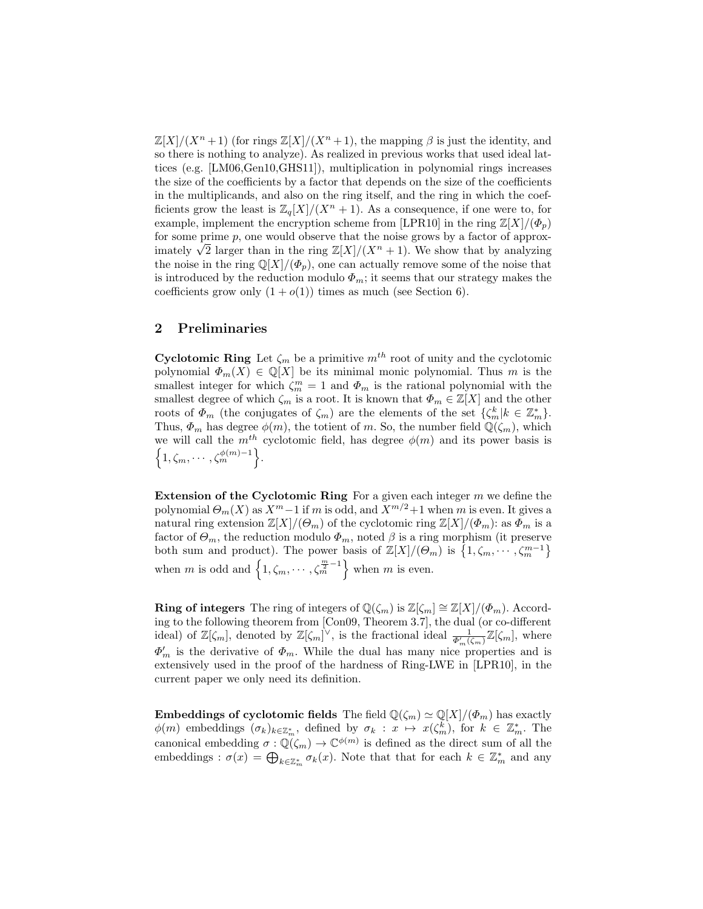$\mathbb{Z}[X]/(X^n+1)$ (for rings $\mathbb{Z}[X]/(X^n+1)$, the mapping $\beta$ is just the identity, and so there is nothing to analyze). As realized in previous works that used ideal lattices (e.g. [LM06,Gen10,GHS11]), multiplication in polynomial rings increases the size of the coefficients by a factor that depends on the size of the coefficients in the multiplicands, and also on the ring itself, and the ring in which the coefficients grow the least is $\mathbb{Z}_q[X]/(X^n+1)$. As a consequence, if one were to, for example, implement the encryption scheme from [LPR10] in the ring $\mathbb{Z}[X]/(\Phi_p)$ for some prime $p$, one would observe that the noise grows by a factor of approximately $\sqrt{2}$ larger than in the ring $\mathbb{Z}[X]/(X^n+1)$. We show that by analyzing the noise in the ring $\mathbb{Q}[X]/(\Phi_p)$, one can actually remove some of the noise that is introduced by the reduction modulo $\Phi_m$; it seems that our strategy makes the coefficients grow only $(1+o(1))$ times as much (see Section 6).

## 2 Preliminaries

**Cyclotomic Ring** Let $\zeta_m$ be a primitive $m^{th}$ root of unity and the cyclotomic polynomial $\Phi_m(X) \in \mathbb{Q}[X]$ be its minimal monic polynomial. Thus $m$ is the smallest integer for which $\zeta_m^m = 1$ and $\Phi_m$ is the rational polynomial with the smallest degree of which $\zeta_m$ is a root. It is known that $\Phi_m \in \mathbb{Z}[X]$ and the other roots of $\Phi_m$ (the conjugates of $\zeta_m$) are the elements of the set $\{\zeta_m^k | k \in \mathbb{Z}_m^*\}$. Thus, $\Phi_m$ has degree $\phi(m)$, the totient of $m$. So, the number field $\mathbb{Q}(\zeta_m)$, which we will call the $m^{th}$ cyclotomic field, has degree $\phi(m)$ and its power basis is $\left\{1, \zeta_m, \cdots, \zeta_m^{\phi(m)-1}\right\}$.

**Extension of the Cyclotomic Ring** For a given each integer $m$ we define the polynomial $\Theta_m(X)$ as $X^m - 1$ if $m$ is odd, and $X^{m/2}+1$ when $m$ is even. It gives a natural ring extension $\mathbb{Z}[X]/(\Theta_m)$ of the cyclotomic ring $\mathbb{Z}[X]/(\Phi_m)$: as $\Phi_m$ is a factor of $\Theta_m$, the reduction modulo $\Phi_m$, noted $\beta$ is a ring morphism (it preserve both sum and product). The power basis of $\mathbb{Z}[X]/(\Theta_m)$ is $\left\{1, \zeta_m, \cdots, \zeta_m^{m-1}\right\}$ when $m$ is odd and $\left\{1, \zeta_m, \cdots, \zeta_m^{\frac{m}{2}-1}\right\}$ when $m$ is even.

**Ring of integers** The ring of integers of $\mathbb{Q}(\zeta_m)$ is $\mathbb{Z}[\zeta_m] \cong \mathbb{Z}[X]/(\Phi_m)$. According to the following theorem from [Con09, Theorem 3.7], the dual (or co-different ideal) of $\mathbb{Z}[\zeta_m]$, denoted by $\mathbb{Z}[\zeta_m]^\vee$, is the fractional ideal $\frac{1}{\Phi_m'(\zeta_m)}\mathbb{Z}[\zeta_m]$, where $\Phi_m'$ is the derivative of $\Phi_m$. While the dual has many nice properties and is extensively used in the proof of the hardness of Ring-LWE in [LPR10], in the current paper we only need its definition.

**Embeddings of cyclotomic fields** The field $\mathbb{Q}(\zeta_m) \simeq \mathbb{Q}[X]/(\Phi_m)$ has exactly $\phi(m)$ embeddings $(\sigma_k)_{k \in \mathbb{Z}_m^*}$, defined by $\sigma_k : x \mapsto x(\zeta_m^k)$, for $k \in \mathbb{Z}_m^*$. The canonical embedding $\sigma : \mathbb{Q}(\zeta_m) \to \mathbb{C}^{\phi(m)}$ is defined as the direct sum of all the embeddings : $\sigma(x) = \bigoplus_{k \in \mathbb{Z}_m^*} \sigma_k(x)$. Note that that for each $k \in \mathbb{Z}_m^*$ and any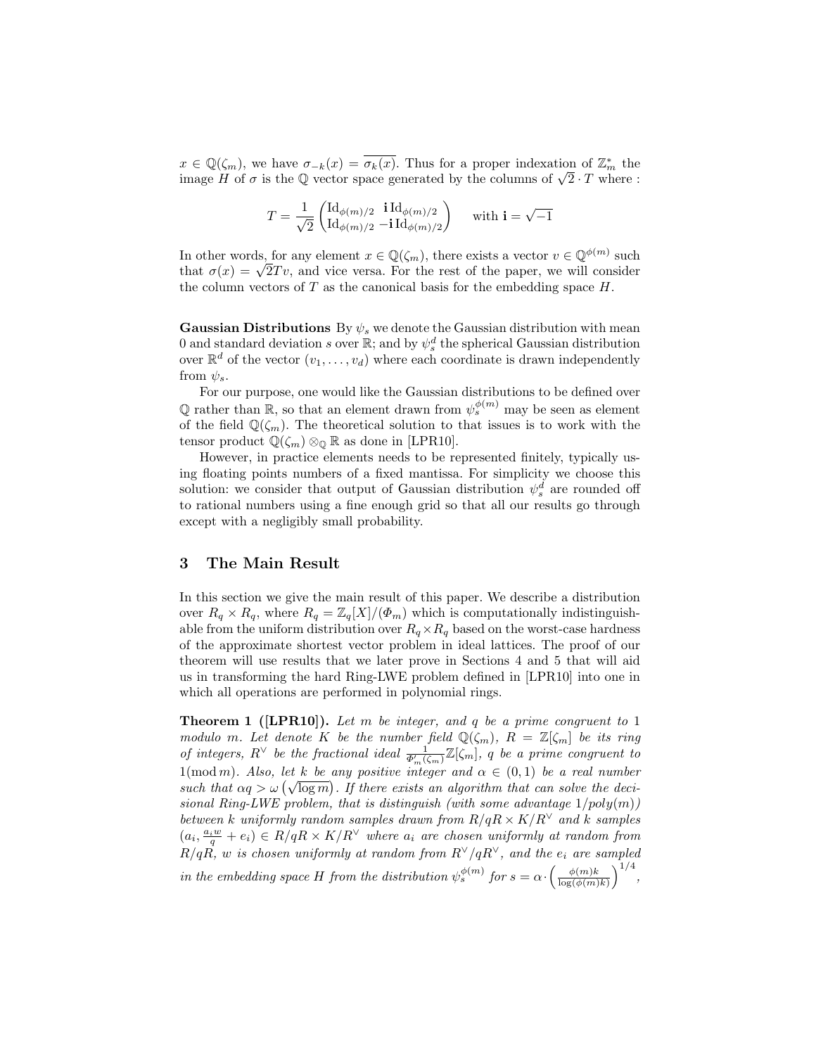$x \in \mathbb{Q}(\zeta_m)$, we have $\sigma_{-k}(x) = \overline{\sigma_k(x)}$. Thus for a proper indexation of $\mathbb{Z}_m^*$ the image $H$ of $\sigma$ is the $\mathbb{Q}$ vector space generated by the columns of $\sqrt{2} \cdot T$ where :

$$T = \frac{1}{\sqrt{2}} \begin{pmatrix} \mathrm{Id}_{\phi(m)/2} & \mathbf{i}\,\mathrm{Id}_{\phi(m)/2} \\ \mathrm{Id}_{\phi(m)/2} & -\mathbf{i}\,\mathrm{Id}_{\phi(m)/2} \end{pmatrix} \quad \text{with } \mathbf{i} = \sqrt{-1}$$

In other words, for any element $x \in \mathbb{Q}(\zeta_m)$, there exists a vector $v \in \mathbb{Q}^{\phi(m)}$ such that $\sigma(x) = \sqrt{2}Tv$, and vice versa. For the rest of the paper, we will consider the column vectors of $T$ as the canonical basis for the embedding space $H$.

**Gaussian Distributions** By $\psi_s$ we denote the Gaussian distribution with mean 0 and standard deviation $s$ over $\mathbb{R}$; and by $\psi_s^d$ the spherical Gaussian distribution over $\mathbb{R}^d$ of the vector $(v_1, \ldots, v_d)$ where each coordinate is drawn independently from $\psi_s$.

For our purpose, one would like the Gaussian distributions to be defined over $\mathbb{Q}$ rather than $\mathbb{R}$, so that an element drawn from $\psi_s^{\phi(m)}$ may be seen as element of the field $\mathbb{Q}(\zeta_m)$. The theoretical solution to that issues is to work with the tensor product $\mathbb{Q}(\zeta_m) \otimes_{\mathbb{Q}} \mathbb{R}$ as done in [LPR10].

However, in practice elements needs to be represented finitely, typically using floating points numbers of a fixed mantissa. For simplicity we choose this solution: we consider that output of Gaussian distribution $\psi_s^d$ are rounded off to rational numbers using a fine enough grid so that all our results go through except with a negligibly small probability.

## 3 The Main Result

In this section we give the main result of this paper. We describe a distribution over $R_q \times R_q$, where $R_q = \mathbb{Z}_q[X]/(\Phi_m)$ which is computationally indistinguishable from the uniform distribution over $R_q \times R_q$ based on the worst-case hardness of the approximate shortest vector problem in ideal lattices. The proof of our theorem will use results that we later prove in Sections 4 and 5 that will aid us in transforming the hard Ring-LWE problem defined in [LPR10] into one in which all operations are performed in polynomial rings.

**Theorem 1 ([LPR10]).** *Let $m$ be integer, and $q$ be a prime congruent to 1 modulo $m$. Let denote $K$ be the number field $\mathbb{Q}(\zeta_m)$, $R = \mathbb{Z}[\zeta_m]$ be its ring of integers, $R^\vee$ be the fractional ideal $\frac{1}{\Phi_m'(\zeta_m)}\mathbb{Z}[\zeta_m]$, $q$ be a prime congruent to $1 (\bmod\, m)$. Also, let $k$ be any positive integer and $\alpha \in (0, 1)$ be a real number such that $\alpha q > \omega\left(\sqrt{\log m}\right)$. If there exists an algorithm that can solve the decisional Ring-LWE problem, that is distinguish (with some advantage $1/poly(m)$) between $k$ uniformly random samples drawn from $R/qR \times K/R^\vee$ and $k$ samples $(a_i, \frac{a_i w}{q} + e_i) \in R/qR \times K/R^\vee$ where $a_i$ are chosen uniformly at random from $R/qR$, $w$ is chosen uniformly at random from $R^\vee/qR^\vee$, and the $e_i$ are sampled in the embedding space $H$ from the distribution $\psi_s^{\phi(m)}$ for $s = \alpha \cdot \left(\frac{\phi(m)k}{\log(\phi(m)k)}\right)^{1/4}$,*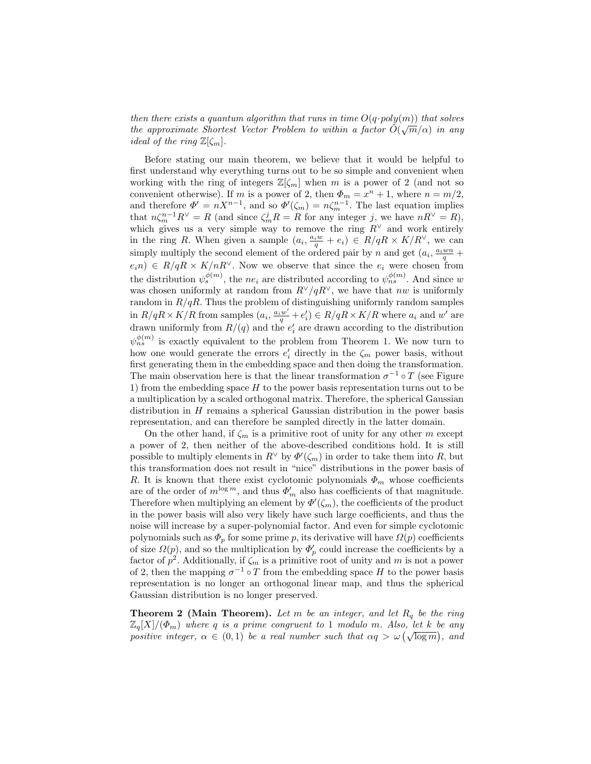*then there exists a quantum algorithm that runs in time $O(q \cdot poly(m))$ that solves the approximate Shortest Vector Problem to within a factor $\tilde{O}(\sqrt{m}/\alpha)$ in any ideal of the ring $\mathbb{Z}[\zeta_m]$.*

Before stating our main theorem, we believe that it would be helpful to first understand why everything turns out to be so simple and convenient when working with the ring of integers $\mathbb{Z}[\zeta_m]$ when $m$ is a power of 2 (and not so convenient otherwise). If $m$ is a power of 2, then $\Phi_m = x^n + 1$, where $n = m/2$, and therefore $\Phi' = nX^{n-1}$, and so $\Phi'(\zeta_m) = n\zeta_m^{n-1}$. The last equation implies that $n\zeta_m^{n-1}R^\vee = R$ (and since $\zeta_m^j R = R$ for any integer $j$, we have $nR^\vee = R$), which gives us a very simple way to remove the ring $R^\vee$ and work entirely in the ring $R$. When given a sample $(a_i, \frac{a_i w}{q} + e_i) \in R/qR \times K/R^\vee$, we can simply multiply the second element of the ordered pair by $n$ and get $(a_i, \frac{a_i wn}{q} + e_i n) \in R/qR \times K/nR^\vee$. Now we observe that since the $e_i$ were chosen from the distribution $\psi_s^{\phi(m)}$, the $ne_i$ are distributed according to $\psi_{ns}^{\phi(m)}$. And since $w$ was chosen uniformly at random from $R^\vee/qR^\vee$, we have that $nw$ is uniformly random in $R/qR$. Thus the problem of distinguishing uniformly random samples in $R/qR \times K/R$ from samples $(a_i, \frac{a_i w'}{q} + e_i') \in R/qR \times K/R$ where $a_i$ and $w'$ are drawn uniformly from $R/(q)$ and the $e_i'$ are drawn according to the distribution $\psi_{ns}^{\phi(m)}$ is exactly equivalent to the problem from Theorem 1. We now turn to how one would generate the errors $e_i'$ directly in the $\zeta_m$ power basis, without first generating them in the embedding space and then doing the transformation. The main observation here is that the linear transformation $\sigma^{-1} \circ T$ (see Figure 1) from the embedding space $H$ to the power basis representation turns out to be a multiplication by a scaled orthogonal matrix. Therefore, the spherical Gaussian distribution in $H$ remains a spherical Gaussian distribution in the power basis representation, and can therefore be sampled directly in the latter domain.

On the other hand, if $\zeta_m$ is a primitive root of unity for any other $m$ except a power of 2, then neither of the above-described conditions hold. It is still possible to multiply elements in $R^\vee$ by $\Phi'(\zeta_m)$ in order to take them into $R$, but this transformation does not result in "nice" distributions in the power basis of $R$. It is known that there exist cyclotomic polynomials $\Phi_m$ whose coefficients are of the order of $m^{\log m}$, and thus $\Phi_m'$ also has coefficients of that magnitude. Therefore when multiplying an element by $\Phi'(\zeta_m)$, the coefficients of the product in the power basis will also very likely have such large coefficients, and thus the noise will increase by a super-polynomial factor. And even for simple cyclotomic polynomials such as $\Phi_p$ for some prime $p$, its derivative will have $\Omega(p)$ coefficients of size $\Omega(p)$, and so the multiplication by $\Phi_p'$ could increase the coefficients by a factor of $p^2$. Additionally, if $\zeta_m$ is a primitive root of unity and $m$ is not a power of 2, then the mapping $\sigma^{-1} \circ T$ from the embedding space $H$ to the power basis representation is no longer an orthogonal linear map, and thus the spherical Gaussian distribution is no longer preserved.

**Theorem 2 (Main Theorem).** *Let $m$ be an integer, and let $R_q$ be the ring $\mathbb{Z}_q[X]/(\Phi_m)$ where $q$ is a prime congruent to 1 modulo $m$. Also, let $k$ be any positive integer, $\alpha \in (0,1)$ be a real number such that $\alpha q > \omega\left(\sqrt{\log m}\right)$, and*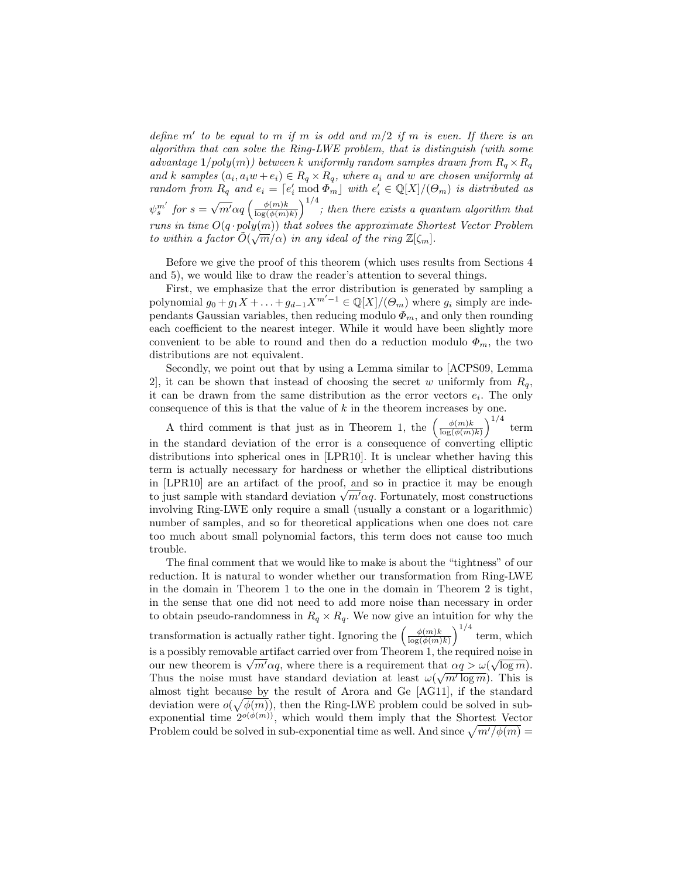*define $m'$ to be equal to $m$ if $m$ is odd and $m/2$ if $m$ is even. If there is an algorithm that can solve the Ring-LWE problem, that is distinguish (with some advantage $1/poly(m)$) between $k$ uniformly random samples drawn from $R_q \times R_q$ and $k$ samples $(a_i, a_i w + e_i) \in R_q \times R_q$, where $a_i$ and $w$ are chosen uniformly at random from $R_q$ and $e_i = \lceil e'_i \bmod \Phi_m \rfloor$ with $e'_i \in \mathbb{Q}[X]/(\Theta_m)$ is distributed as $\psi_s^{m'}$ for $s = \sqrt{m'}\alpha q \left(\frac{\phi(m)k}{\log(\phi(m)k)}\right)^{1/4}$; then there exists a quantum algorithm that runs in time $O(q \cdot poly(m))$ that solves the approximate Shortest Vector Problem to within a factor $\tilde{O}(\sqrt{m}/\alpha)$ in any ideal of the ring $\mathbb{Z}[\zeta_m]$.*

Before we give the proof of this theorem (which uses results from Sections 4 and 5), we would like to draw the reader's attention to several things.

First, we emphasize that the error distribution is generated by sampling a polynomial $g_0 + g_1 X + \ldots + g_{d-1} X^{m'-1} \in \mathbb{Q}[X]/(\Theta_m)$ where $g_i$ simply are independants Gaussian variables, then reducing modulo $\Phi_m$, and only then rounding each coefficient to the nearest integer. While it would have been slightly more convenient to be able to round and then do a reduction modulo $\Phi_m$, the two distributions are not equivalent.

Secondly, we point out that by using a Lemma similar to [ACPS09, Lemma 2], it can be shown that instead of choosing the secret $w$ uniformly from $R_q$, it can be drawn from the same distribution as the error vectors $e_i$. The only consequence of this is that the value of $k$ in the theorem increases by one.

A third comment is that just as in Theorem 1, the $\left(\frac{\phi(m)k}{\log(\phi(m)k)}\right)^{1/4}$ term in the standard deviation of the error is a consequence of converting elliptic distributions into spherical ones in [LPR10]. It is unclear whether having this term is actually necessary for hardness or whether the elliptical distributions in [LPR10] are an artifact of the proof, and so in practice it may be enough to just sample with standard deviation $\sqrt{m'}\alpha q$. Fortunately, most constructions involving Ring-LWE only require a small (usually a constant or a logarithmic) number of samples, and so for theoretical applications when one does not care too much about small polynomial factors, this term does not cause too much trouble.

The final comment that we would like to make is about the "tightness" of our reduction. It is natural to wonder whether our transformation from Ring-LWE in the domain in Theorem 1 to the one in the domain in Theorem 2 is tight, in the sense that one did not need to add more noise than necessary in order to obtain pseudo-randomness in $R_q \times R_q$. We now give an intuition for why the transformation is actually rather tight. Ignoring the $\left(\frac{\phi(m)k}{\log(\phi(m)k)}\right)^{1/4}$ term, which is a possibly removable artifact carried over from Theorem 1, the required noise in our new theorem is $\sqrt{m'}\alpha q$, where there is a requirement that $\alpha q > \omega(\sqrt{\log m})$. Thus the noise must have standard deviation at least $\omega(\sqrt{m' \log m})$. This is almost tight because by the result of Arora and Ge [AG11], if the standard deviation were $o(\sqrt{\phi(m)})$, then the Ring-LWE problem could be solved in sub-exponential time $2^{o(\phi(m))}$, which would them imply that the Shortest Vector Problem could be solved in sub-exponential time as well. And since $\sqrt{m'/\phi(m)} =$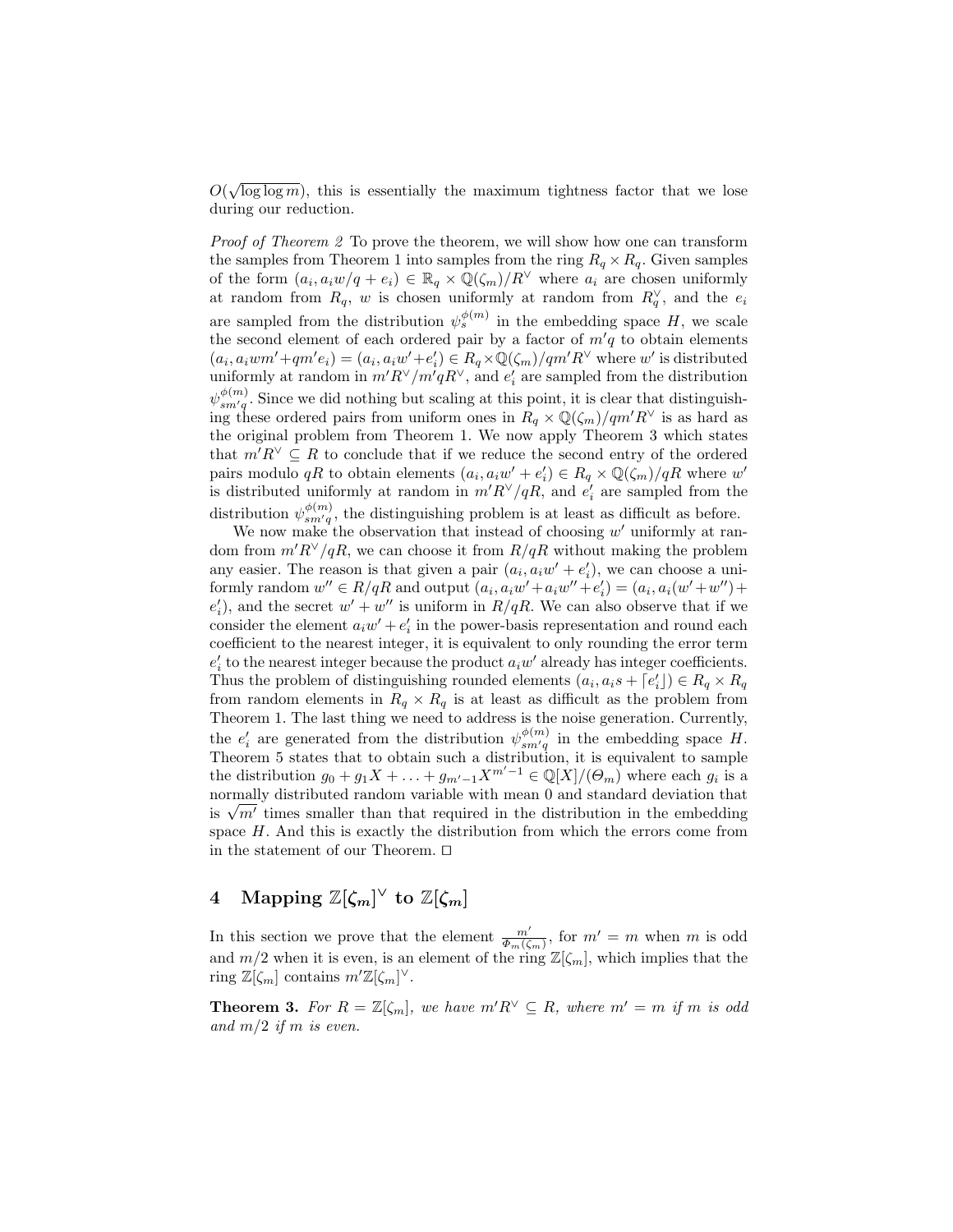$O(\sqrt{\log\log m})$, this is essentially the maximum tightness factor that we lose during our reduction.

*Proof of Theorem 2* To prove the theorem, we will show how one can transform the samples from Theorem 1 into samples from the ring $R_q \times R_q$. Given samples of the form $(a_i, a_i w/q + e_i) \in R_q \times \mathbb{Q}(\zeta_m)/R^\vee$ where $a_i$ are chosen uniformly at random from $R_q$, $w$ is chosen uniformly at random from $R_q^\vee$, and the $e_i$ are sampled from the distribution $\psi_s^{\phi(m)}$ in the embedding space $H$, we scale the second element of each ordered pair by a factor of $m'q$ to obtain elements $(a_i, a_i w m' + q m' e_i) = (a_i, a_i w' + e'_i) \in R_q \times \mathbb{Q}(\zeta_m)/qm'R^\vee$ where $w'$ is distributed uniformly at random in $m'R^\vee/m'qR^\vee$, and $e'_i$ are sampled from the distribution $\psi_{sm'q}^{\phi(m)}$. Since we did nothing but scaling at this point, it is clear that distinguishing these ordered pairs from uniform ones in $R_q \times \mathbb{Q}(\zeta_m)/qm'R^\vee$ is as hard as the original problem from Theorem 1. We now apply Theorem 3 which states that $m'R^\vee \subseteq R$ to conclude that if we reduce the second entry of the ordered pairs modulo $qR$ to obtain elements $(a_i, a_i w' + e'_i) \in R_q \times \mathbb{Q}(\zeta_m)/qR$ where $w'$ is distributed uniformly at random in $m'R^\vee/qR$, and $e'_i$ are sampled from the distribution $\psi_{sm'q}^{\phi(m)}$, the distinguishing problem is at least as difficult as before.

We now make the observation that instead of choosing $w'$ uniformly at random from $m'R^\vee/qR$, we can choose it from $R/qR$ without making the problem any easier. The reason is that given a pair $(a_i, a_i w' + e'_i)$, we can choose a uniformly random $w'' \in R/qR$ and output $(a_i, a_i w' + a_i w'' + e'_i) = (a_i, a_i(w' + w'') + e'_i)$, and the secret $w' + w''$ is uniform in $R/qR$. We can also observe that if we consider the element $a_i w' + e'_i$ in the power-basis representation and round each coefficient to the nearest integer, it is equivalent to only rounding the error term $e'_i$ to the nearest integer because the product $a_i w'$ already has integer coefficients. Thus the problem of distinguishing rounded elements $(a_i, a_i s + \lceil e'_i \rfloor) \in R_q \times R_q$ from random elements in $R_q \times R_q$ is at least as difficult as the problem from Theorem 1. The last thing we need to address is the noise generation. Currently, the $e'_i$ are generated from the distribution $\psi_{sm'q}^{\phi(m)}$ in the embedding space $H$. Theorem 5 states that to obtain such a distribution, it is equivalent to sample the distribution $g_0 + g_1 X + \ldots + g_{m'-1} X^{m'-1} \in \mathbb{Q}[X]/(\Theta_m)$ where each $g_i$ is a normally distributed random variable with mean 0 and standard deviation that is $\sqrt{m'}$ times smaller than that required in the distribution in the embedding space $H$. And this is exactly the distribution from which the errors come from in the statement of our Theorem. □

## 4 Mapping $\mathbb{Z}[\zeta_m]^\vee$ to $\mathbb{Z}[\zeta_m]$

In this section we prove that the element $\frac{m'}{\Phi_m'(\zeta_m)}$, for $m' = m$ when $m$ is odd and $m/2$ when it is even, is an element of the ring $\mathbb{Z}[\zeta_m]$, which implies that the ring $\mathbb{Z}[\zeta_m]$ contains $m'\mathbb{Z}[\zeta_m]^\vee$.

**Theorem 3.** *For $R = \mathbb{Z}[\zeta_m]$, we have $m'R^\vee \subseteq R$, where $m' = m$ if $m$ is odd and $m/2$ if $m$ is even.*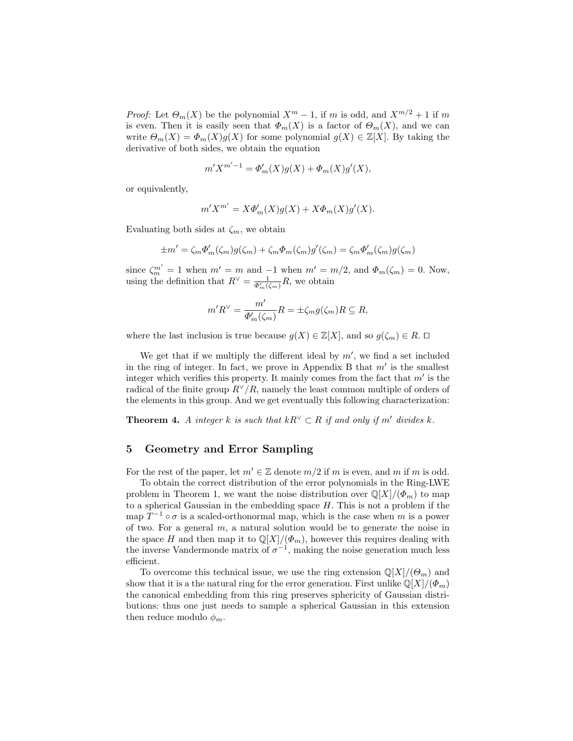*Proof:* Let $\Theta_m(X)$ be the polynomial $X^m - 1$, if $m$ is odd, and $X^{m/2}+1$ if $m$ is even. Then it is easily seen that $\Phi_m(X)$ is a factor of $\Theta_m(X)$, and we can write $\Theta_m(X) = \Phi_m(X)g(X)$ for some polynomial $g(X) \in \mathbb{Z}[X]$. By taking the derivative of both sides, we obtain the equation

$$m' X^{m'-1} = \Phi_m'(X)g(X) + \Phi_m(X)g'(X),$$

or equivalently,

$$m' X^{m'} = X\Phi_m'(X)g(X) + X\Phi_m(X)g'(X).$$

Evaluating both sides at $\zeta_m$, we obtain

$$\pm m' = \zeta_m \Phi_m'(\zeta_m)g(\zeta_m) + \zeta_m \Phi_m(\zeta_m)g'(\zeta_m) = \zeta_m \Phi_m'(\zeta_m)g(\zeta_m)$$

since $\zeta_m^{m'} = 1$ when $m' = m$ and $-1$ when $m' = m/2$, and $\Phi_m(\zeta_m) = 0$. Now, using the definition that $R^\vee = \frac{1}{\Phi_m'(\zeta_m)}R$, we obtain

$$m' R^\vee = \frac{m'}{\Phi_m'(\zeta_m)}R = \pm \zeta_m g(\zeta_m) R \subseteq R,$$

where the last inclusion is true because $g(X) \in \mathbb{Z}[X]$, and so $g(\zeta_m) \in R$. □

We get that if we multiply the different ideal by $m'$, we find a set included in the ring of integer. In fact, we prove in Appendix B that $m'$ is the smallest integer which verifies this property. It mainly comes from the fact that $m'$ is the radical of the finite group $R^\vee/R$, namely the least common multiple of orders of the elements in this group. And we get eventually this following characterization:

**Theorem 4.** *A integer $k$ is such that $kR^\vee \subset R$ if and only if $m'$ divides $k$.*

## 5 Geometry and Error Sampling

For the rest of the paper, let $m' \in \mathbb{Z}$ denote $m/2$ if $m$ is even, and $m$ if $m$ is odd.

To obtain the correct distribution of the error polynomials in the Ring-LWE problem in Theorem 1, we want the noise distribution over $\mathbb{Q}[X]/(\Phi_m)$ to map to a spherical Gaussian in the embedding space $H$. This is not a problem if the map $T^{-1} \circ \sigma$ is a scaled-orthonormal map, which is the case when $m$ is a power of two. For a general $m$, a natural solution would be to generate the noise in the space $H$ and then map it to $\mathbb{Q}[X]/(\Phi_m)$, however this requires dealing with the inverse Vandermonde matrix of $\sigma^{-1}$, making the noise generation much less efficient.

To overcome this technical issue, we use the ring extension $\mathbb{Q}[X]/(\Theta_m)$ and show that it is a the natural ring for the error generation. First unlike $\mathbb{Q}[X]/(\Phi_m)$ the canonical embedding from this ring preserves sphericity of Gaussian distributions: thus one just needs to sample a spherical Gaussian in this extension then reduce modulo $\phi_m$.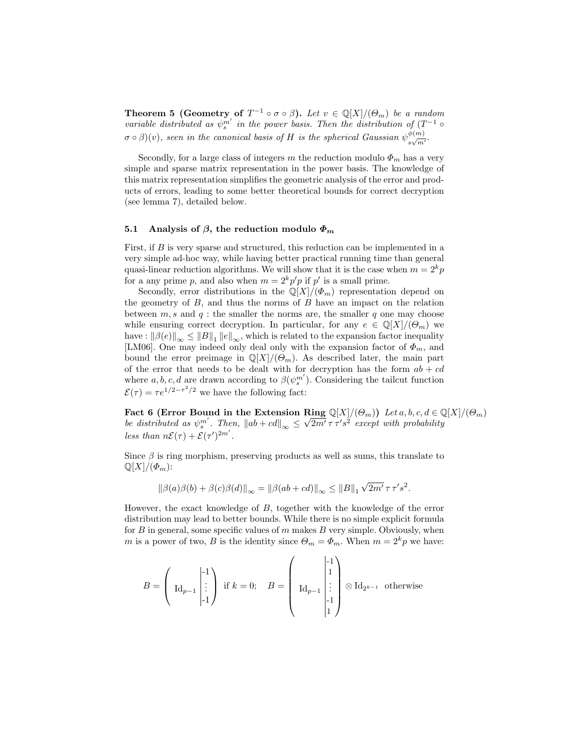**Theorem 5 (Geometry of $T^{-1} \circ \sigma \circ \beta$).** *Let $v \in \mathbb{Q}[X]/(\Theta_m)$ be a random variable distributed as $\psi_s^{m'}$ in the power basis. Then the distribution of $(T^{-1} \circ \sigma \circ \beta)(v)$, seen in the canonical basis of $H$ is the spherical Gaussian $\psi_{s\sqrt{m'}}^{\phi(m)}$.*

Secondly, for a large class of integers $m$ the reduction modulo $\Phi_m$ has a very simple and sparse matrix representation in the power basis. The knowledge of this matrix representation simplifies the geometric analysis of the error and products of errors, leading to some better theoretical bounds for correct decryption (see lemma 7), detailed below.

### 5.1 Analysis of $\beta$, the reduction modulo $\Phi_m$

First, if $B$ is very sparse and structured, this reduction can be implemented in a very simple ad-hoc way, while having better practical running time than general quasi-linear reduction algorithms. We will show that it is the case when $m = 2^k p$ for a any prime $p$, and also when $m = 2^k p' p$ if $p'$ is a small prime.

Secondly, error distributions in the $\mathbb{Q}[X]/(\Phi_m)$ representation depend on the geometry of $B$, and thus the norms of $B$ have an impact on the relation between $m, s$ and $q$ : the smaller the norms are, the smaller $q$ one may choose while ensuring correct decryption. In particular, for any $e \in \mathbb{Q}[X]/(\Theta_m)$ we have : $\|\beta(e)\|_\infty \leq \|B\|_1 \|e\|_\infty$, which is related to the expansion factor inequality [LM06]. One may indeed only deal only with the expansion factor of $\Phi_m$, and bound the error preimage in $\mathbb{Q}[X]/(\Theta_m)$. As described later, the main part of the error that needs to be dealt with for decryption has the form $ab + cd$ where $a, b, c, d$ are drawn according to $\beta(\psi_s^{m'})$. Considering the tailcut function $\mathcal{E}(\tau) = \tau e^{1/2 - \tau^2/2}$ we have the following fact:

**Fact 6 (Error Bound in the Extension Ring $\mathbb{Q}[X]/(\Theta_m)$)** *Let $a, b, c, d \in \mathbb{Q}[X]/(\Theta_m)$ be distributed as $\psi_s^{m'}$. Then, $\|ab + cd\|_\infty \leq \sqrt{2m'}\, \tau\, \tau' s^2$ except with probability less than $n\mathcal{E}(\tau) + \mathcal{E}(\tau')^{2m'}$.*

Since $\beta$ is ring morphism, preserving products as well as sums, this translate to $\mathbb{Q}[X]/(\Phi_m)$:

$$\|\beta(a)\beta(b) + \beta(c)\beta(d)\|_\infty = \|\beta(ab + cd)\|_\infty \leq \|B\|_1 \sqrt{2m'}\, \tau\, \tau' s^2.$$

However, the exact knowledge of $B$, together with the knowledge of the error distribution may lead to better bounds. While there is no simple explicit formula for $B$ in general, some specific values of $m$ makes $B$ very simple. Obviously, when $m$ is a power of two, $B$ is the identity since $\Theta_m = \Phi_m$. When $m = 2^k p$ we have:

$$B = \left( \begin{array}{c|c} \mathrm{Id}_{p-1} & \begin{matrix} -1 \\ \vdots \\ -1 \end{matrix} \end{array} \right) \text{ if } k = 0; \quad B = \left( \begin{array}{c|c} \mathrm{Id}_{p-1} & \begin{matrix} -1 \\ 1 \\ \vdots \\ -1 \\ 1 \end{matrix} \end{array} \right) \otimes \mathrm{Id}_{2^{k-1}} \text{ otherwise}$$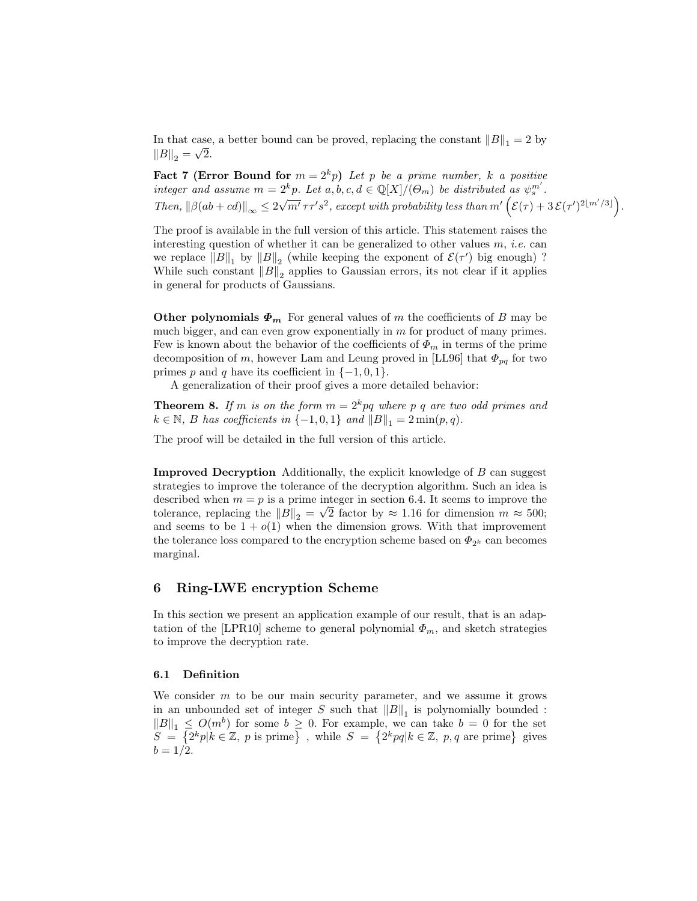In that case, a better bound can be proved, replacing the constant $\|B\|_1 = 2$ by $\|B\|_2 = \sqrt{2}$.

**Fact 7 (Error Bound for $m = 2^k p$)** *Let $p$ be a prime number, $k$ a positive integer and assume $m = 2^k p$. Let $a, b, c, d \in \mathbb{Q}[X]/(\Theta_m)$ be distributed as $\psi_s^{m'}$. Then, $\|\beta(ab + cd)\|_\infty \leq 2\sqrt{m'}\,\tau\tau' s^2$, except with probability less than $m'\left(\mathcal{E}(\tau) + 3\,\mathcal{E}(\tau')^{2\lfloor m'/3 \rfloor}\right)$.*

The proof is available in the full version of this article. This statement raises the interesting question of whether it can be generalized to other values $m$, *i.e.* can we replace $\|B\|_1$ by $\|B\|_2$ (while keeping the exponent of $\mathcal{E}(\tau')$ big enough) ? While such constant $\|B\|_2$ applies to Gaussian errors, its not clear if it applies in general for products of Gaussians.

**Other polynomials $\Phi_m$** For general values of $m$ the coefficients of $B$ may be much bigger, and can even grow exponentially in $m$ for product of many primes. Few is known about the behavior of the coefficients of $\Phi_m$ in terms of the prime decomposition of $m$, however Lam and Leung proved in [LL96] that $\Phi_{pq}$ for two primes $p$ and $q$ have its coefficient in $\{-1, 0, 1\}$.

A generalization of their proof gives a more detailed behavior:

**Theorem 8.** *If $m$ is on the form $m = 2^k pq$ where $p$ $q$ are two odd primes and $k \in \mathbb{N}$, $B$ has coefficients in $\{-1, 0, 1\}$ and $\|B\|_1 = 2\min(p, q)$.*

The proof will be detailed in the full version of this article.

**Improved Decryption** Additionally, the explicit knowledge of $B$ can suggest strategies to improve the tolerance of the decryption algorithm. Such an idea is described when $m = p$ is a prime integer in section 6.4. It seems to improve the tolerance, replacing the $\|B\|_2 = \sqrt{2}$ factor by $\approx 1.16$ for dimension $m \approx 500$; and seems to be $1 + o(1)$ when the dimension grows. With that improvement the tolerance loss compared to the encryption scheme based on $\Phi_{2^k}$ can becomes marginal.

## 6 Ring-LWE encryption Scheme

In this section we present an application example of our result, that is an adaptation of the [LPR10] scheme to general polynomial $\Phi_m$, and sketch strategies to improve the decryption rate.

### 6.1 Definition

We consider $m$ to be our main security parameter, and we assume it grows in an unbounded set of integer $S$ such that $\|B\|_1$ is polynomially bounded : $\|B\|_1 \leq O(m^b)$ for some $b \geq 0$. For example, we can take $b = 0$ for the set $S = \left\{2^k p | k \in \mathbb{Z},\ p \text{ is prime}\right\}$ , while $S = \left\{2^k pq | k \in \mathbb{Z},\ p, q \text{ are prime}\right\}$ gives $b = 1/2$.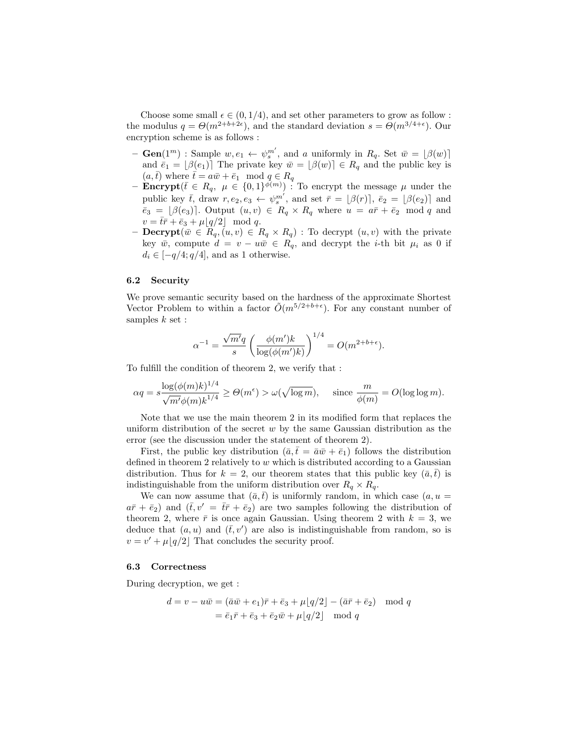Choose some small $\epsilon \in (0, 1/4)$, and set other parameters to grow as follow : the modulus $q = \Theta(m^{2+b+2\epsilon})$, and the standard deviation $s = \Theta(m^{3/4+\epsilon})$. Our encryption scheme is as follows :

- **Gen**($1^m$) : Sample $w, e_1 \leftarrow \psi_s^{m'}$, and $a$ uniformly in $R_q$. Set $\bar{w} = \lfloor \beta(w) \rceil$ and $\bar{e}_1 = \lfloor \beta(e_1) \rceil$ The private key $\bar{w} = \lfloor \beta(w) \rceil \in R_q$ and the public key is $(a, \bar{t})$ where $\bar{t} = a\bar{w} + \bar{e}_1 \mod q \in R_q$
- **Encrypt**($\bar{t} \in R_q,\ \mu \in \{0,1\}^{\phi(m)}$) : To encrypt the message $\mu$ under the public key $\bar{t}$, draw $r, e_2, e_3 \leftarrow \psi_s^{m'}$, and set $\bar{r} = \lfloor \beta(r) \rceil$, $\bar{e}_2 = \lfloor \beta(e_2) \rceil$ and $\bar{e}_3 = \lfloor \beta(e_3) \rceil$. Output $(u, v) \in R_q \times R_q$ where $u = a\bar{r} + \bar{e}_2 \mod q$ and $v = \bar{t}\bar{r} + \bar{e}_3 + \mu \lfloor q/2 \rfloor \mod q$.
- **Decrypt**($\bar{w} \in R_q, (u, v) \in R_q \times R_q$) : To decrypt $(u, v)$ with the private key $\bar{w}$, compute $d = v - u\bar{w} \in R_q$, and decrypt the $i$-th bit $\mu_i$ as 0 if $d_i \in [-q/4; q/4]$, and as 1 otherwise.

### 6.2 Security

We prove semantic security based on the hardness of the approximate Shortest Vector Problem to within a factor $\tilde{O}(m^{5/2+b+\epsilon})$. For any constant number of samples $k$ set :

$$\alpha^{-1} = \frac{\sqrt{m'}q}{s} \left( \frac{\phi(m')k}{\log(\phi(m')k)} \right)^{1/4} = O(m^{2+b+\epsilon}).$$

To fulfill the condition of theorem 2, we verify that :

$$\alpha q = s \frac{\log(\phi(m)k)^{1/4}}{\sqrt{m'}\phi(m)k^{1/4}} \geq \Theta(m^{\epsilon}) > \omega(\sqrt{\log m}), \quad \text{since } \frac{m}{\phi(m)} = O(\log \log m).$$

Note that we use the main theorem 2 in its modified form that replaces the uniform distribution of the secret $w$ by the same Gaussian distribution as the error (see the discussion under the statement of theorem 2).

First, the public key distribution $(\bar{a}, \bar{t} = \bar{a}\bar{w} + \bar{e}_1)$ follows the distribution defined in theorem 2 relatively to $w$ which is distributed according to a Gaussian distribution. Thus for $k = 2$, our theorem states that this public key $(\bar{a}, \bar{t})$ is indistinguishable from the uniform distribution over $R_q \times R_q$.

We can now assume that $(\bar{a}, \bar{t})$ is uniformly random, in which case $(a, u = a\bar{r} + \bar{e}_2)$ and $(\bar{t}, v' = \bar{t}\bar{r} + \bar{e}_2)$ are two samples following the distribution of theorem 2, where $\bar{r}$ is once again Gaussian. Using theorem 2 with $k = 3$, we deduce that $(a, u)$ and $(\bar{t}, v')$ are also is indistinguishable from random, so is $v = v' + \mu \lfloor q/2 \rfloor$ That concludes the security proof.

### 6.3 Correctness

During decryption, we get :

$$\begin{aligned} d = v - u\bar{w} &= (\bar{a}\bar{w} + e_1)\bar{r} + \bar{e}_3 + \mu \lfloor q/2 \rfloor - (\bar{a}\bar{r} + \bar{e}_2) \mod q \\ &= \bar{e}_1\bar{r} + \bar{e}_3 + \bar{e}_2\bar{w} + \mu \lfloor q/2 \rfloor \mod q \end{aligned}$$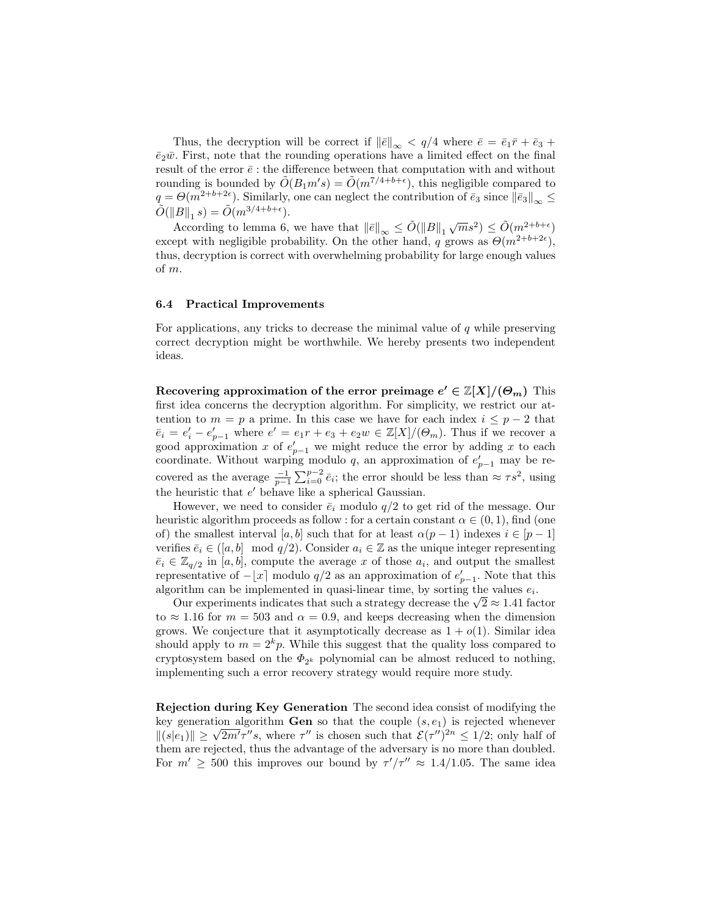Thus, the decryption will be correct if $\|\bar{e}\|_\infty < q/4$ where $\bar{e} = \bar{e}_1\bar{r} + \bar{e}_3 + \bar{e}_2\bar{w}$. First, note that the rounding operations have a limited effect on the final result of the error $\bar{e}$ : the difference between that computation with and without rounding is bounded by $\tilde{O}(B_1 m' s) = \tilde{O}(m^{7/4+b+\epsilon})$, this negligible compared to $q = \Theta(m^{2+b+2\epsilon})$. Similarly, one can neglect the contribution of $\bar{e}_3$ since $\|\bar{e}_3\|_\infty \leq \tilde{O}(\|B\|_1 s) = \tilde{O}(m^{3/4+b+\epsilon})$.

According to lemma 6, we have that $\|\bar{e}\|_\infty \leq \tilde{O}(\|B\|_1 \sqrt{m} s^2) \leq \tilde{O}(m^{2+b+\epsilon})$ except with negligible probability. On the other hand, $q$ grows as $\Theta(m^{2+b+2\epsilon})$, thus, decryption is correct with overwhelming probability for large enough values of $m$.

### 6.4 Practical Improvements

For applications, any tricks to decrease the minimal value of $q$ while preserving correct decryption might be worthwhile. We hereby presents two independent ideas.

**Recovering approximation of the error preimage $e' \in \mathbb{Z}[X]/(\Theta_m)$** This first idea concerns the decryption algorithm. For simplicity, we restrict our attention to $m = p$ a prime. In this case we have for each index $i \leq p-2$ that $\bar{e}_i = e'_i - e'_{p-1}$ where $e' = e_1 r + e_3 + e_2 w \in \mathbb{Z}[X]/(\Theta_m)$. Thus if we recover a good approximation $x$ of $e'_{p-1}$ we might reduce the error by adding $x$ to each coordinate. Without warping modulo $q$, an approximation of $e'_{p-1}$ may be recovered as the average $\frac{-1}{p-1}\sum_{i=0}^{p-2} \bar{e}_i$; the error should be less than $\approx \tau s^2$, using the heuristic that $e'$ behave like a spherical Gaussian.

However, we need to consider $\bar{e}_i$ modulo $q/2$ to get rid of the message. Our heuristic algorithm proceeds as follow : for a certain constant $\alpha \in (0,1)$, find (one of) the smallest interval $[a,b]$ such that for at least $\alpha(p-1)$ indexes $i \in [p-1]$ verifies $\bar{e}_i \in ([a,b] \mod q/2)$. Consider $a_i \in \mathbb{Z}$ as the unique integer representing $\bar{e}_i \in \mathbb{Z}_{q/2}$ in $[a,b]$, compute the average $x$ of those $a_i$, and output the smallest representative of $-\lfloor x \rceil$ modulo $q/2$ as an approximation of $e'_{p-1}$. Note that this algorithm can be implemented in quasi-linear time, by sorting the values $e_i$.

Our experiments indicates that such a strategy decrease the $\sqrt{2} \approx 1.41$ factor to $\approx 1.16$ for $m = 503$ and $\alpha = 0.9$, and keeps decreasing when the dimension grows. We conjecture that it asymptotically decrease as $1 + o(1)$. Similar idea should apply to $m = 2^k p$. While this suggest that the quality loss compared to cryptosystem based on the $\Phi_{2^k}$ polynomial can be almost reduced to nothing, implementing such a error recovery strategy would require more study.

**Rejection during Key Generation** The second idea consist of modifying the key generation algorithm **Gen** so that the couple $(s, e_1)$ is rejected whenever $\|(s|e_1)\| \geq \sqrt{2m'}\tau'' s$, where $\tau''$ is chosen such that $\mathcal{E}(\tau'')^{2n} \leq 1/2$; only half of them are rejected, thus the advantage of the adversary is no more than doubled. For $m' \geq 500$ this improves our bound by $\tau'/\tau'' \approx 1.4/1.05$. The same idea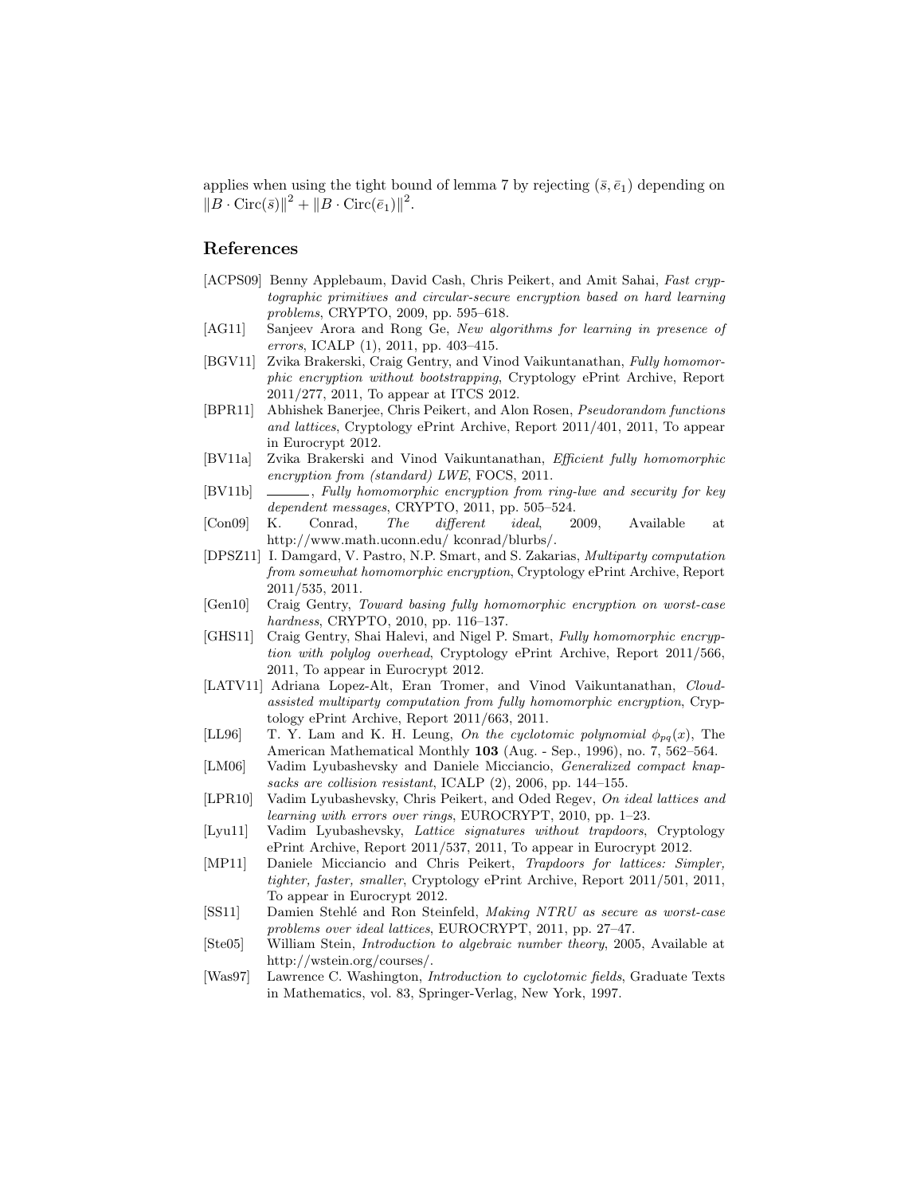applies when using the tight bound of lemma 7 by rejecting $(\bar{s}, \bar{e}_1)$ depending on $\|B \cdot \mathrm{Circ}(\bar{s})\|^2 + \|B \cdot \mathrm{Circ}(\bar{e}_1)\|^2$.

## References

- [ACPS09] Benny Applebaum, David Cash, Chris Peikert, and Amit Sahai, *Fast cryptographic primitives and circular-secure encryption based on hard learning problems*, CRYPTO, 2009, pp. 595–618.
- [AG11] Sanjeev Arora and Rong Ge, *New algorithms for learning in presence of errors*, ICALP (1), 2011, pp. 403–415.
- [BGV11] Zvika Brakerski, Craig Gentry, and Vinod Vaikuntanathan, *Fully homomorphic encryption without bootstrapping*, Cryptology ePrint Archive, Report 2011/277, 2011, To appear at ITCS 2012.
- [BPR11] Abhishek Banerjee, Chris Peikert, and Alon Rosen, *Pseudorandom functions and lattices*, Cryptology ePrint Archive, Report 2011/401, 2011, To appear in Eurocrypt 2012.
- [BV11a] Zvika Brakerski and Vinod Vaikuntanathan, *Efficient fully homomorphic encryption from (standard) LWE*, FOCS, 2011.
- [BV11b] ———, *Fully homomorphic encryption from ring-lwe and security for key dependent messages*, CRYPTO, 2011, pp. 505–524.
- [Con09] K. Conrad, *The different ideal*, 2009, Available at http://www.math.uconn.edu/ kconrad/blurbs/.
- [DPSZ11] I. Damgard, V. Pastro, N.P. Smart, and S. Zakarias, *Multiparty computation from somewhat homomorphic encryption*, Cryptology ePrint Archive, Report 2011/535, 2011.
- [Gen10] Craig Gentry, *Toward basing fully homomorphic encryption on worst-case hardness*, CRYPTO, 2010, pp. 116–137.
- [GHS11] Craig Gentry, Shai Halevi, and Nigel P. Smart, *Fully homomorphic encryption with polylog overhead*, Cryptology ePrint Archive, Report 2011/566, 2011, To appear in Eurocrypt 2012.
- [LATV11] Adriana Lopez-Alt, Eran Tromer, and Vinod Vaikuntanathan, *Cloud-assisted multiparty computation from fully homomorphic encryption*, Cryptology ePrint Archive, Report 2011/663, 2011.
- [LL96] T. Y. Lam and K. H. Leung, *On the cyclotomic polynomial $\phi_{pq}(x)$*, The American Mathematical Monthly **103** (Aug. - Sep., 1996), no. 7, 562–564.
- [LM06] Vadim Lyubashevsky and Daniele Micciancio, *Generalized compact knapsacks are collision resistant*, ICALP (2), 2006, pp. 144–155.
- [LPR10] Vadim Lyubashevsky, Chris Peikert, and Oded Regev, *On ideal lattices and learning with errors over rings*, EUROCRYPT, 2010, pp. 1–23.
- [Lyu11] Vadim Lyubashevsky, *Lattice signatures without trapdoors*, Cryptology ePrint Archive, Report 2011/537, 2011, To appear in Eurocrypt 2012.
- [MP11] Daniele Micciancio and Chris Peikert, *Trapdoors for lattices: Simpler, tighter, faster, smaller*, Cryptology ePrint Archive, Report 2011/501, 2011, To appear in Eurocrypt 2012.
- [SS11] Damien Stehlé and Ron Steinfeld, *Making NTRU as secure as worst-case problems over ideal lattices*, EUROCRYPT, 2011, pp. 27–47.
- [Ste05] William Stein, *Introduction to algebraic number theory*, 2005, Available at http://wstein.org/courses/.
- [Was97] Lawrence C. Washington, *Introduction to cyclotomic fields*, Graduate Texts in Mathematics, vol. 83, Springer-Verlag, New York, 1997.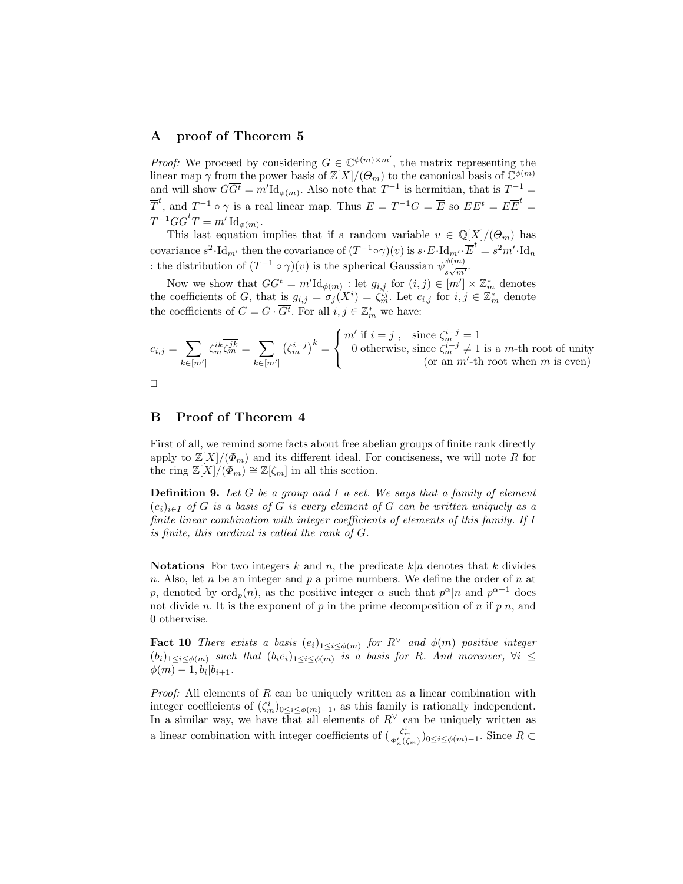## A proof of Theorem 5

*Proof:* We proceed by considering $G \in \mathbb{C}^{\phi(m)\times m'}$, the matrix representing the linear map $\gamma$ from the power basis of $\mathbb{Z}[X]/(\Theta_m)$ to the canonical basis of $\mathbb{C}^{\phi(m)}$ and will show $G\overline{G^t} = m'\mathrm{Id}_{\phi(m)}$. Also note that $T^{-1}$ is hermitian, that is $T^{-1} = \overline{T}^t$, and $T^{-1} \circ \gamma$ is a real linear map. Thus $E = T^{-1}G = \overline{E}$ so $EE^t = E\overline{E}^t = T^{-1}G\overline{G}^tT = m'\,\mathrm{Id}_{\phi(m)}$.

This last equation implies that if a random variable $v \in \mathbb{Q}[X]/(\Theta_m)$ has covariance $s^2\cdot \mathrm{Id}_{m'}$ then the covariance of $(T^{-1}\circ\gamma)(v)$ is $s\cdot E\cdot \mathrm{Id}_{m'}\cdot \overline{E}^t = s^2 m' \cdot \mathrm{Id}_n$ : the distribution of $(T^{-1}\circ\gamma)(v)$ is the spherical Gaussian $\psi^{\phi(m)}_{s\sqrt{m'}}$.

Now we show that $G\overline{G^t} = m'\mathrm{Id}_{\phi(m)}$ : let $g_{i,j}$ for $(i,j) \in [m'] \times \mathbb{Z}_m^*$ denotes the coefficients of $G$, that is $g_{i,j} = \sigma_j(X^i) = \zeta_m^{ij}$. Let $c_{i,j}$ for $i,j \in \mathbb{Z}_m^*$ denote the coefficients of $C = G\cdot\overline{G^t}$. For all $i,j \in \mathbb{Z}_m^*$ we have:

$$c_{i,j} = \sum_{k\in[m']} \zeta_m^{ik}\overline{\zeta_m^{jk}} = \sum_{k\in[m']} \left(\zeta_m^{i-j}\right)^k = \begin{cases} m' \text{ if } i=j\ , \quad \text{since } \zeta_m^{i-j}=1 \\ 0 \text{ otherwise, since } \zeta_m^{i-j}\neq 1 \text{ is a } m\text{-th root of unity} \\ \qquad\qquad\qquad\qquad \text{(or an } m'\text{-th root when } m \text{ is even)} \end{cases}$$

□

## B Proof of Theorem 4

First of all, we remind some facts about free abelian groups of finite rank directly apply to $\mathbb{Z}[X]/(\Phi_m)$ and its different ideal. For conciseness, we will note $R$ for the ring $\mathbb{Z}[X]/(\Phi_m) \cong \mathbb{Z}[\zeta_m]$ in all this section.

**Definition 9.** *Let $G$ be a group and $I$ a set. We says that a family of element $(e_i)_{i\in I}$ of $G$ is a basis of $G$ is every element of $G$ can be written uniquely as a finite linear combination with integer coefficients of elements of this family. If $I$ is finite, this cardinal is called the rank of $G$.*

**Notations** For two integers $k$ and $n$, the predicate $k|n$ denotes that $k$ divides $n$. Also, let $n$ be an integer and $p$ a prime numbers. We define the order of $n$ at $p$, denoted by $\mathrm{ord}_p(n)$, as the positive integer $\alpha$ such that $p^\alpha|n$ and $p^{\alpha+1}$ does not divide $n$. It is the exponent of $p$ in the prime decomposition of $n$ if $p|n$, and 0 otherwise.

**Fact 10** *There exists a basis $(e_i)_{1\leq i\leq\phi(m)}$ for $R^\vee$ and $\phi(m)$ positive integer $(b_i)_{1\leq i\leq\phi(m)}$ such that $(b_ie_i)_{1\leq i\leq\phi(m)}$ is a basis for $R$. And moreover, $\forall i \leq \phi(m)-1, b_i|b_{i+1}$.*

*Proof:* All elements of $R$ can be uniquely written as a linear combination with integer coefficients of $(\zeta_m^i)_{0\leq i\leq\phi(m)-1}$, as this family is rationally independent. In a similar way, we have that all elements of $R^\vee$ can be uniquely written as a linear combination with integer coefficients of $(\frac{\zeta_m^i}{\Phi_n'(\zeta_m)})_{0\leq i\leq\phi(m)-1}$. Since $R \subset$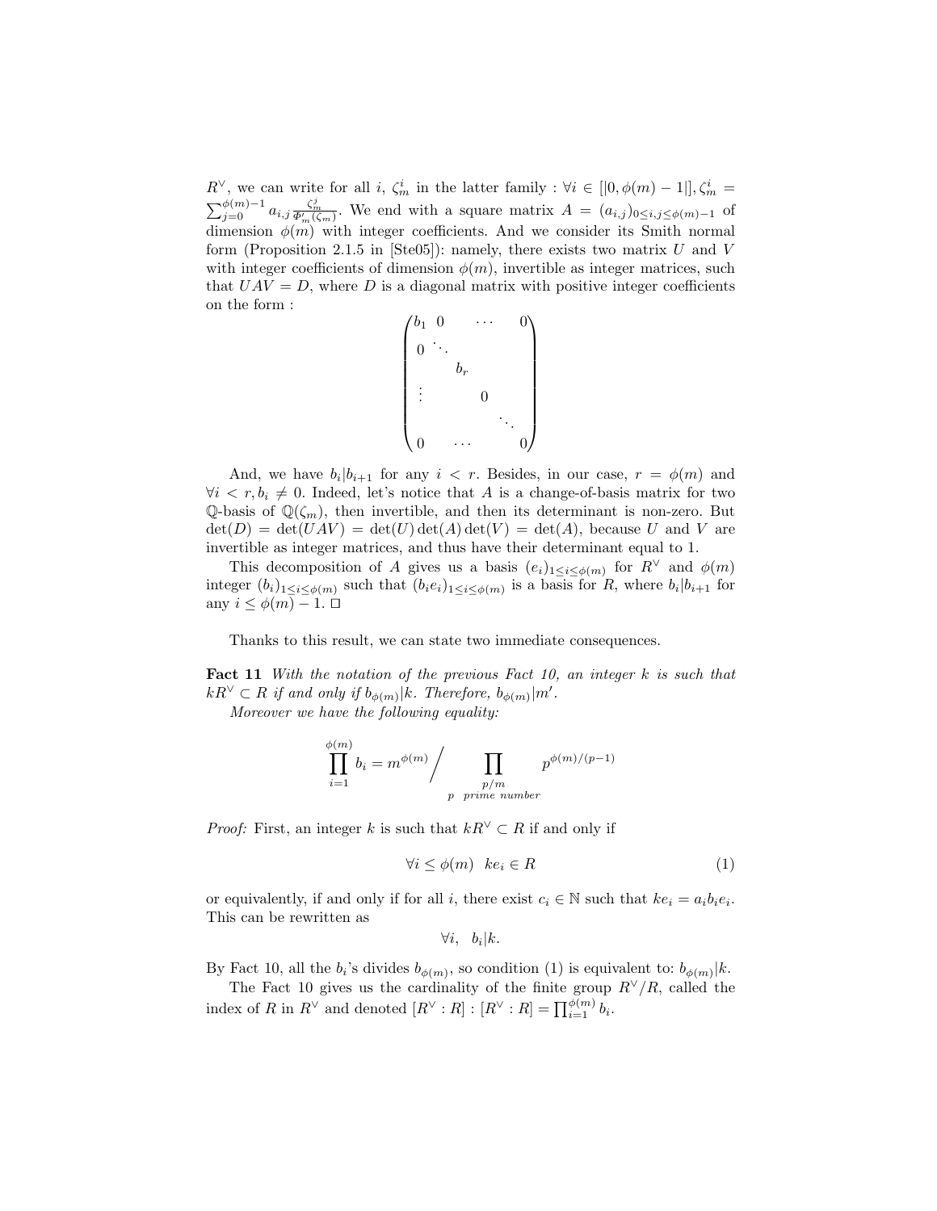$R^\vee$, we can write for all $i$, $\zeta_m^i$ in the latter family : $\forall i \in [|0, \phi(m)-1|], \zeta_m^i = \sum_{j=0}^{\phi(m)-1} a_{i,j} \frac{\zeta_m^j}{\Phi'_m(\zeta_m)}$. We end with a square matrix $A = (a_{i,j})_{0 \leq i,j \leq \phi(m)-1}$ of dimension $\phi(m)$ with integer coefficients. And we consider its Smith normal form (Proposition 2.1.5 in [Ste05]): namely, there exists two matrix $U$ and $V$ with integer coefficients of dimension $\phi(m)$, invertible as integer matrices, such that $UAV = D$, where $D$ is a diagonal matrix with positive integer coefficients on the form :

$$\begin{pmatrix} b_1 & 0 & & \cdots & & 0 \\ 0 & \ddots & & & & \\ & & b_r & & & \\ \vdots & & & 0 & & \\ & & & & \ddots & \\ 0 & & \cdots & & & 0 \end{pmatrix}$$

And, we have $b_i | b_{i+1}$ for any $i < r$. Besides, in our case, $r = \phi(m)$ and $\forall i < r, b_i \neq 0$. Indeed, let's notice that $A$ is a change-of-basis matrix for two $\mathbb{Q}$-basis of $\mathbb{Q}(\zeta_m)$, then invertible, and then its determinant is non-zero. But $\det(D) = \det(UAV) = \det(U)\det(A)\det(V) = \det(A)$, because $U$ and $V$ are invertible as integer matrices, and thus have their determinant equal to 1.

This decomposition of $A$ gives us a basis $(e_i)_{1 \leq i \leq \phi(m)}$ for $R^\vee$ and $\phi(m)$ integer $(b_i)_{1 \leq i \leq \phi(m)}$ such that $(b_i e_i)_{1 \leq i \leq \phi(m)}$ is a basis for $R$, where $b_i | b_{i+1}$ for any $i \leq \phi(m) - 1$. □

Thanks to this result, we can state two immediate consequences.

**Fact 11** *With the notation of the previous Fact 10, an integer $k$ is such that $kR^\vee \subset R$ if and only if $b_{\phi(m)} | k$. Therefore, $b_{\phi(m)} | m'$.*

*Moreover we have the following equality:*

$$\prod_{i=1}^{\phi(m)} b_i = m^{\phi(m)} \Bigg/ \prod_{\substack{p/m \\ p \ \ prime\ number}} p^{\phi(m)/(p-1)}$$

*Proof:* First, an integer $k$ is such that $kR^\vee \subset R$ if and only if

$$\forall i \leq \phi(m) \quad ke_i \in R \tag{1}$$

or equivalently, if and only if for all $i$, there exist $c_i \in \mathbb{N}$ such that $ke_i = a_i b_i e_i$. This can be rewritten as

$$\forall i, \quad b_i | k.$$

By Fact 10, all the $b_i$'s divides $b_{\phi(m)}$, so condition (1) is equivalent to: $b_{\phi(m)} | k$.

The Fact 10 gives us the cardinality of the finite group $R^\vee / R$, called the index of $R$ in $R^\vee$ and denoted $[R^\vee : R]$ : $[R^\vee : R] = \prod_{i=1}^{\phi(m)} b_i$.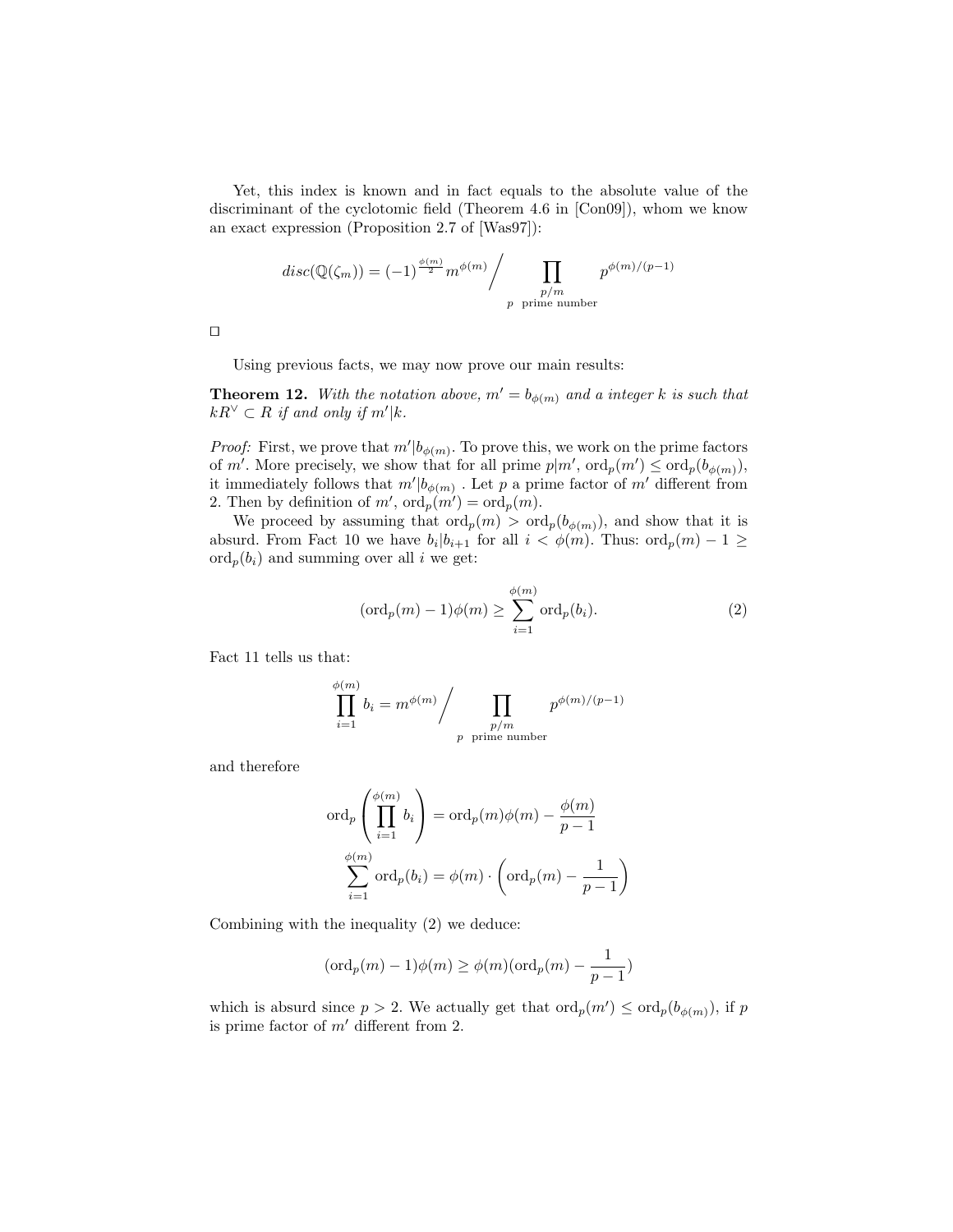Yet, this index is known and in fact equals to the absolute value of the discriminant of the cyclotomic field (Theorem 4.6 in [Con09]), whom we know an exact expression (Proposition 2.7 of [Was97]):

$$disc(\mathbb{Q}(\zeta_m)) = (-1)^{\frac{\phi(m)}{2}} m^{\phi(m)} \Bigg/ \prod_{\substack{p/m \\ p \text{ prime number}}} p^{\phi(m)/(p-1)}$$

□

Using previous facts, we may now prove our main results:

**Theorem 12.** *With the notation above, $m' = b_{\phi(m)}$ and a integer $k$ is such that $kR^\vee \subset R$ if and only if $m'|k$.*

*Proof:* First, we prove that $m'|b_{\phi(m)}$. To prove this, we work on the prime factors of $m'$. More precisely, we show that for all prime $p|m'$, $\text{ord}_p(m') \leq \text{ord}_p(b_{\phi(m)})$, it immediately follows that $m'|b_{\phi(m)}$ . Let $p$ a prime factor of $m'$ different from 2. Then by definition of $m'$, $\text{ord}_p(m') = \text{ord}_p(m)$.

We proceed by assuming that $\text{ord}_p(m) > \text{ord}_p(b_{\phi(m)})$, and show that it is absurd. From Fact 10 we have $b_i|b_{i+1}$ for all $i < \phi(m)$. Thus: $\text{ord}_p(m) - 1 \geq \text{ord}_p(b_i)$ and summing over all $i$ we get:

$$(\text{ord}_p(m) - 1)\phi(m) \geq \sum_{i=1}^{\phi(m)} \text{ord}_p(b_i). \tag{2}$$

Fact 11 tells us that:

$$\prod_{i=1}^{\phi(m)} b_i = m^{\phi(m)} \Bigg/ \prod_{\substack{p/m \\ p \text{ prime number}}} p^{\phi(m)/(p-1)}$$

and therefore

$$\text{ord}_p\left(\prod_{i=1}^{\phi(m)} b_i\right) = \text{ord}_p(m)\phi(m) - \frac{\phi(m)}{p-1}$$

$$\sum_{i=1}^{\phi(m)} \text{ord}_p(b_i) = \phi(m) \cdot \left(\text{ord}_p(m) - \frac{1}{p-1}\right)$$

Combining with the inequality (2) we deduce:

$$(\text{ord}_p(m) - 1)\phi(m) \geq \phi(m)(\text{ord}_p(m) - \frac{1}{p-1})$$

which is absurd since $p > 2$. We actually get that $\text{ord}_p(m') \leq \text{ord}_p(b_{\phi(m)})$, if $p$ is prime factor of $m'$ different from 2.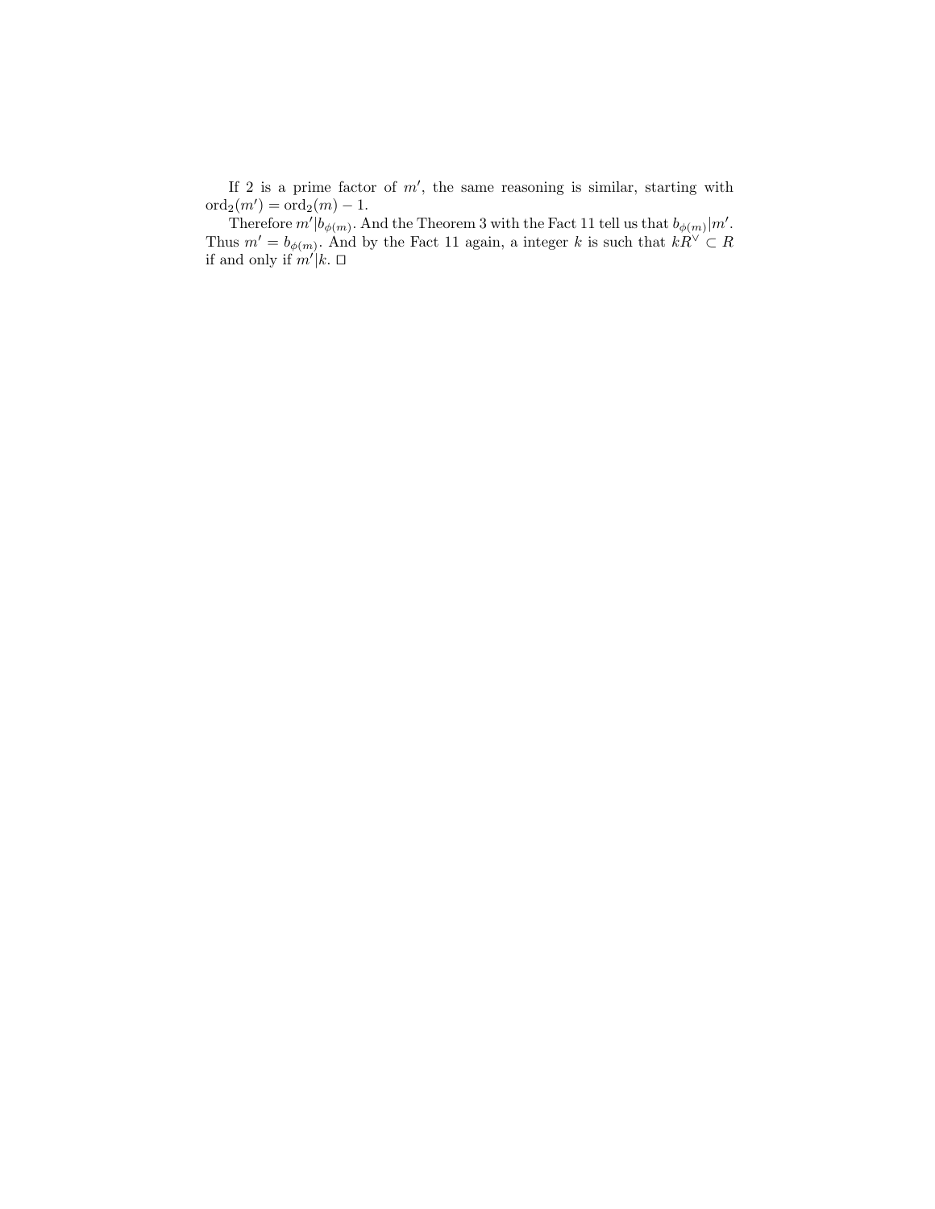If 2 is a prime factor of $m'$, the same reasoning is similar, starting with $\operatorname{ord}_2(m') = \operatorname{ord}_2(m) - 1$.

Therefore $m'|b_{\phi(m)}$. And the Theorem 3 with the Fact 11 tell us that $b_{\phi(m)}|m'$. Thus $m' = b_{\phi(m)}$. And by the Fact 11 again, a integer $k$ is such that $kR^{\vee} \subset R$ if and only if $m'|k$. $\square$